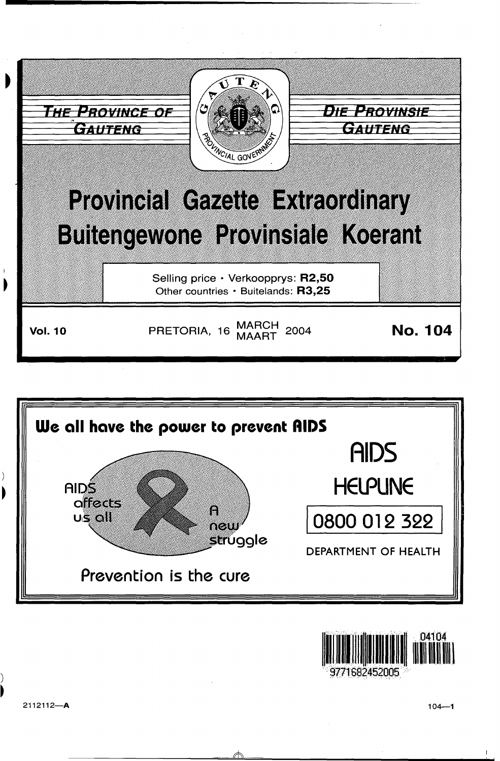THE PROVINCE OF GAUTENG

DIE PROVINSIE GAUTENG

# Provincial Gazette Extraordinary
# Buitengewone Provinsiale Koerant

Selling price • Verkoopprys: **R2,50**
Other countries • Buitelands: **R3,25**

**Vol. 10** PRETORIA, 16 MARCH / MAART 2004 **No. 104**

**We all have the power to prevent AIDS**

AIDS affects us all

A new struggle

Prevention is the cure

AIDS HELPLINE

0800 012 322

DEPARTMENT OF HEALTH

2112112—A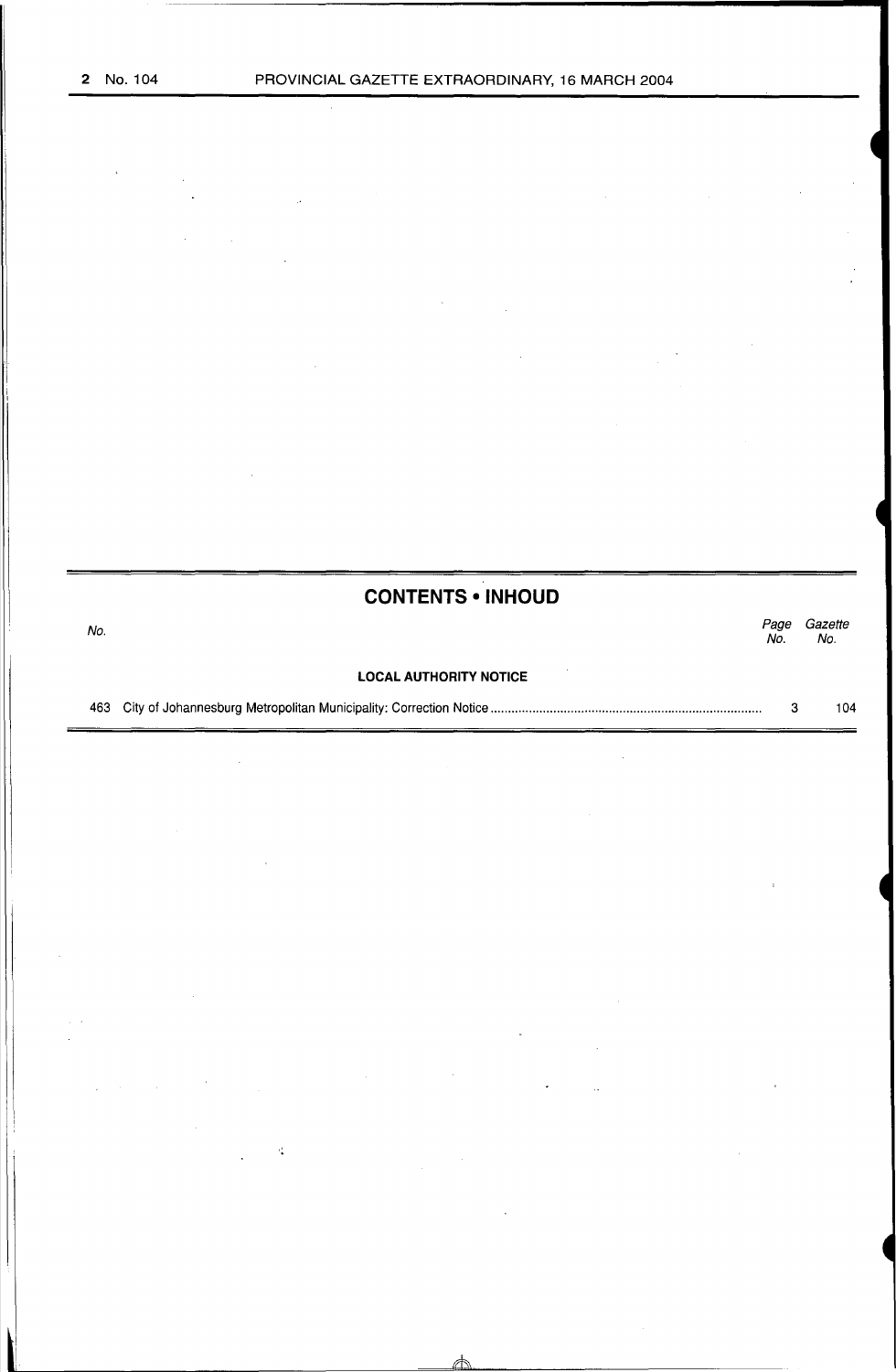## CONTENTS • INHOUD

| No. | | Page No. | Gazette No. |
|---|---|---|---|
| | **LOCAL AUTHORITY NOTICE** | | |
| 463 | City of Johannesburg Metropolitan Municipality: Correction Notice | 3 | 104 |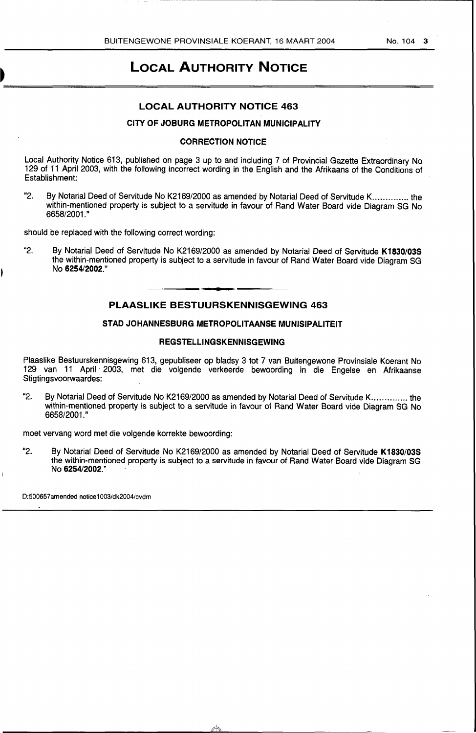# LOCAL AUTHORITY NOTICE

## LOCAL AUTHORITY NOTICE 463

### CITY OF JOBURG METROPOLITAN MUNICIPALITY

### CORRECTION NOTICE

Local Authority Notice 613, published on page 3 up to and including 7 of Provincial Gazette Extraordinary No 129 of 11 April 2003, with the following incorrect wording in the English and the Afrikaans of the Conditions of Establishment:

"2. By Notarial Deed of Servitude No K2169/2000 as amended by Notarial Deed of Servitude K.............. the within-mentioned property is subject to a servitude in favour of Rand Water Board vide Diagram SG No 6658/2001."

should be replaced with the following correct wording:

"2. By Notarial Deed of Servitude No K2169/2000 as amended by Notarial Deed of Servitude **K1830/03S** the within-mentioned property is subject to a servitude in favour of Rand Water Board vide Diagram SG No **6254/2002**."

## PLAASLIKE BESTUURSKENNISGEWING 463

### STAD JOHANNESBURG METROPOLITAANSE MUNISIPALITEIT

### REGSTELLINGSKENNISGEWING

Plaaslike Bestuurskennisgewing 613, gepubliseer op bladsy 3 tot 7 van Buitengewone Provinsiale Koerant No 129 van 11 April 2003, met die volgende verkeerde bewoording in die Engelse en Afrikaanse Stigtingsvoorwaardes:

"2. By Notarial Deed of Servitude No K2169/2000 as amended by Notarial Deed of Servitude K.............. the within-mentioned property is subject to a servitude in favour of Rand Water Board vide Diagram SG No 6658/2001."

moet vervang word met die volgende korrekte bewoording:

"2. By Notarial Deed of Servitude No K2169/2000 as amended by Notarial Deed of Servitude **K1830/03S** the within-mentioned property is subject to a servitude in favour of Rand Water Board vide Diagram SG No **6254/2002**."

D:500657amended notice1003/dk2004/cvdm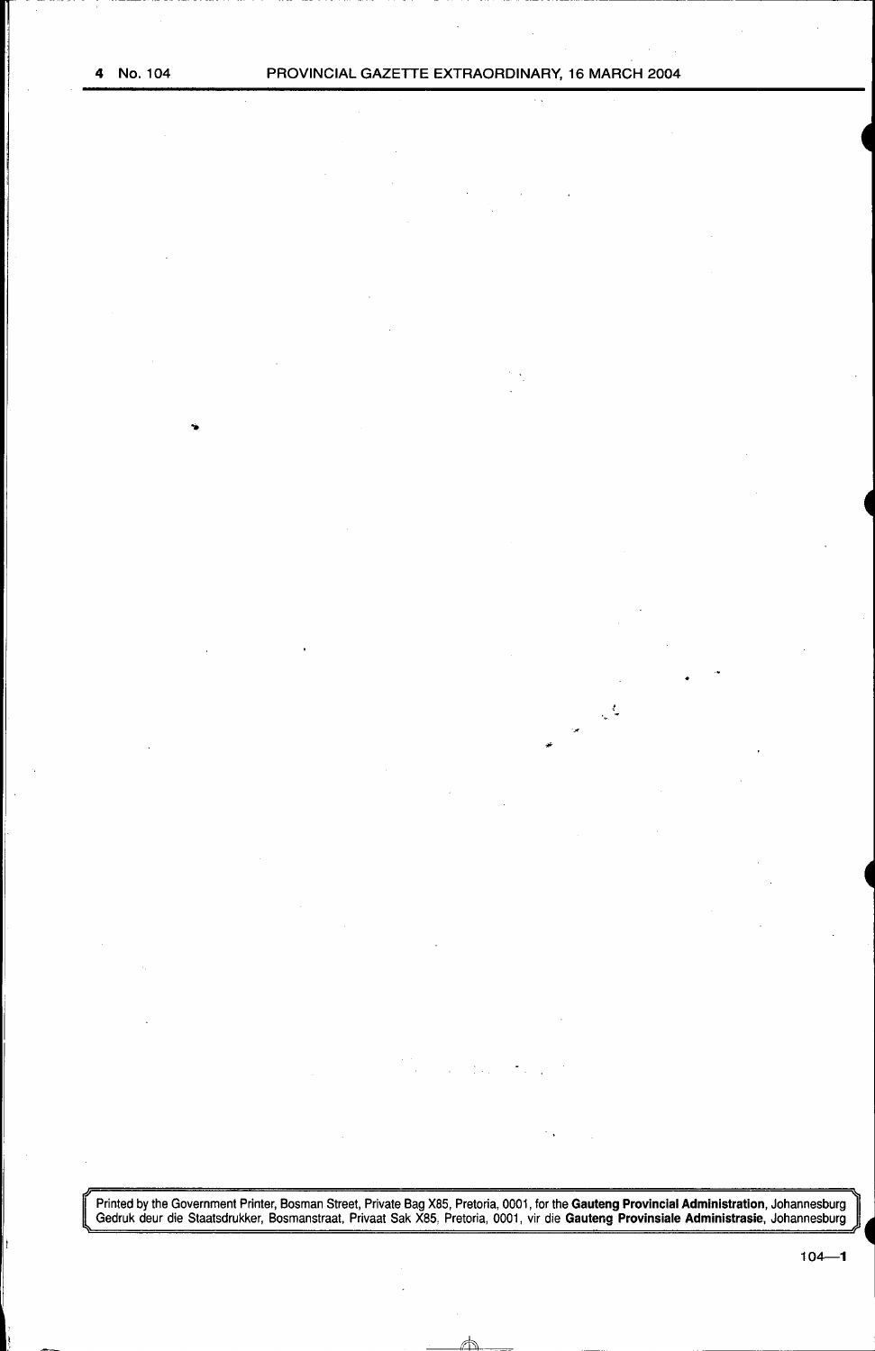Printed by the Government Printer, Bosman Street, Private Bag X85, Pretoria, 0001, for the **Gauteng Provincial Administration**, Johannesburg
Gedruk deur die Staatsdrukker, Bosmanstraat, Privaat Sak X85, Pretoria, 0001, vir die **Gauteng Provinsiale Administrasie**, Johannesburg

104—**1**